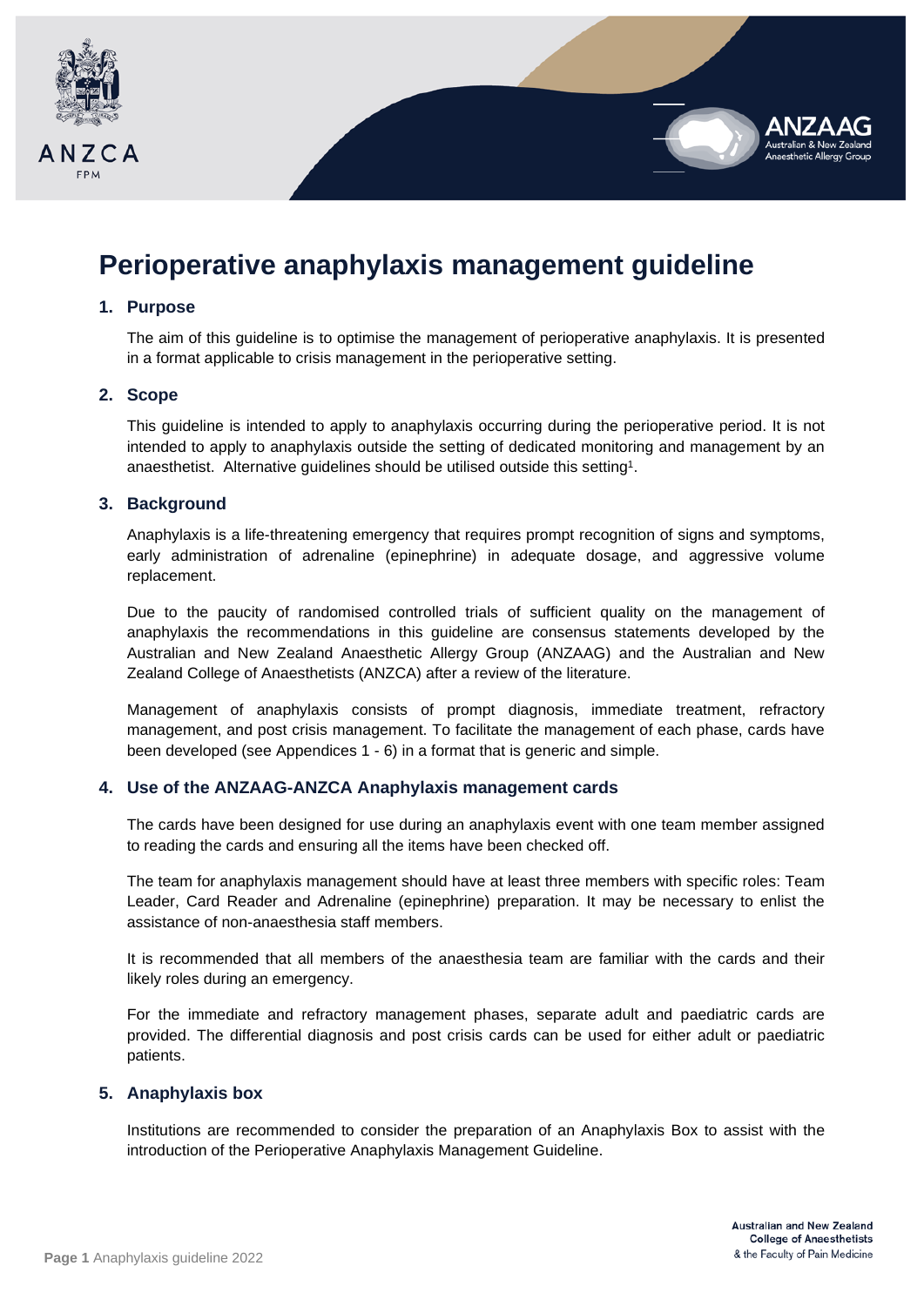# Perioperative anaphylaxis management guideline

## 1. Purpose

The aim of this guideline is to optimise the management of perioperative anaphylaxis. It is presented in a format applicable to crisis management in the perioperative setting.

## 2. Scope

This guideline is intended to apply to anaphylaxis occurring during the perioperative period. It is not intended to apply to anaphylaxis outside the setting of dedicated monitoring and management by an anaesthetist. Alternative guidelines should be utilised outside this setting[1].

## 3. Background

Anaphylaxis is a life-threatening emergency that requires prompt recognition of signs and symptoms, early administration of adrenaline (epinephrine) in adequate dosage, and aggressive volume replacement.

Due to the paucity of randomised controlled trials of sufficient quality on the management of anaphylaxis the recommendations in this guideline are consensus statements developed by the Australian and New Zealand Anaesthetic Allergy Group (ANZAAG) and the Australian and New Zealand College of Anaesthetists (ANZCA) after a review of the literature.

Management of anaphylaxis consists of prompt diagnosis, immediate treatment, refractory management, and post crisis management. To facilitate the management of each phase, cards have been developed (see Appendices 1 - 6) in a format that is generic and simple.

## 4. Use of the ANZAAG-ANZCA Anaphylaxis management cards

The cards have been designed for use during an anaphylaxis event with one team member assigned to reading the cards and ensuring all the items have been checked off.

The team for anaphylaxis management should have at least three members with specific roles: Team Leader, Card Reader and Adrenaline (epinephrine) preparation. It may be necessary to enlist the assistance of non-anaesthesia staff members.

It is recommended that all members of the anaesthesia team are familiar with the cards and their likely roles during an emergency.

For the immediate and refractory management phases, separate adult and paediatric cards are provided. The differential diagnosis and post crisis cards can be used for either adult or paediatric patients.

## 5. Anaphylaxis box

Institutions are recommended to consider the preparation of an Anaphylaxis Box to assist with the introduction of the Perioperative Anaphylaxis Management Guideline.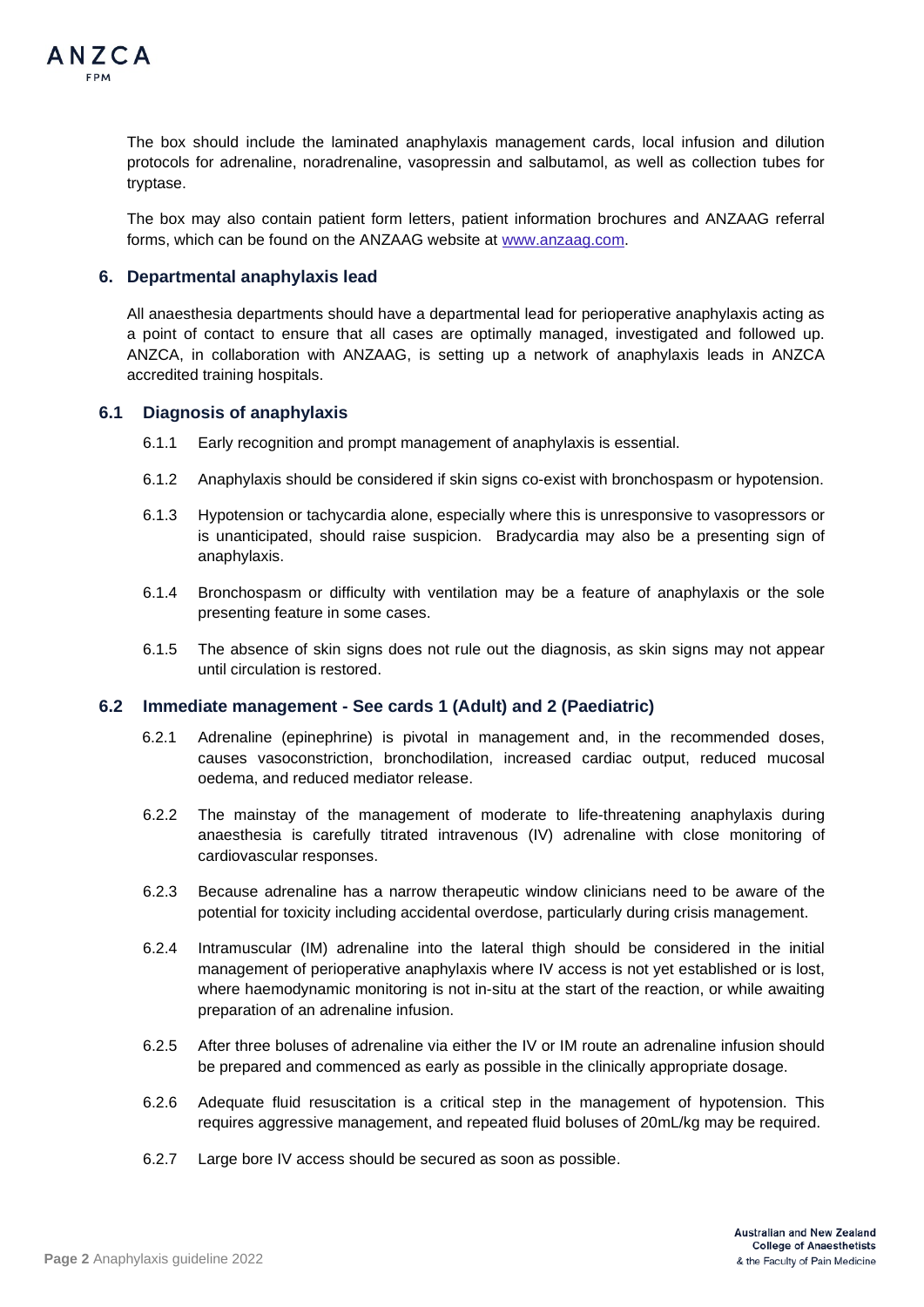The box should include the laminated anaphylaxis management cards, local infusion and dilution protocols for adrenaline, noradrenaline, vasopressin and salbutamol, as well as collection tubes for tryptase.

The box may also contain patient form letters, patient information brochures and ANZAAG referral forms, which can be found on the ANZAAG website at www.anzaag.com.

## 6. Departmental anaphylaxis lead

All anaesthesia departments should have a departmental lead for perioperative anaphylaxis acting as a point of contact to ensure that all cases are optimally managed, investigated and followed up. ANZCA, in collaboration with ANZAAG, is setting up a network of anaphylaxis leads in ANZCA accredited training hospitals.

### 6.1 Diagnosis of anaphylaxis

6.1.1 Early recognition and prompt management of anaphylaxis is essential.

6.1.2 Anaphylaxis should be considered if skin signs co-exist with bronchospasm or hypotension.

6.1.3 Hypotension or tachycardia alone, especially where this is unresponsive to vasopressors or is unanticipated, should raise suspicion. Bradycardia may also be a presenting sign of anaphylaxis.

6.1.4 Bronchospasm or difficulty with ventilation may be a feature of anaphylaxis or the sole presenting feature in some cases.

6.1.5 The absence of skin signs does not rule out the diagnosis, as skin signs may not appear until circulation is restored.

### 6.2 Immediate management - See cards 1 (Adult) and 2 (Paediatric)

6.2.1 Adrenaline (epinephrine) is pivotal in management and, in the recommended doses, causes vasoconstriction, bronchodilation, increased cardiac output, reduced mucosal oedema, and reduced mediator release.

6.2.2 The mainstay of the management of moderate to life-threatening anaphylaxis during anaesthesia is carefully titrated intravenous (IV) adrenaline with close monitoring of cardiovascular responses.

6.2.3 Because adrenaline has a narrow therapeutic window clinicians need to be aware of the potential for toxicity including accidental overdose, particularly during crisis management.

6.2.4 Intramuscular (IM) adrenaline into the lateral thigh should be considered in the initial management of perioperative anaphylaxis where IV access is not yet established or is lost, where haemodynamic monitoring is not in-situ at the start of the reaction, or while awaiting preparation of an adrenaline infusion.

6.2.5 After three boluses of adrenaline via either the IV or IM route an adrenaline infusion should be prepared and commenced as early as possible in the clinically appropriate dosage.

6.2.6 Adequate fluid resuscitation is a critical step in the management of hypotension. This requires aggressive management, and repeated fluid boluses of 20mL/kg may be required.

6.2.7 Large bore IV access should be secured as soon as possible.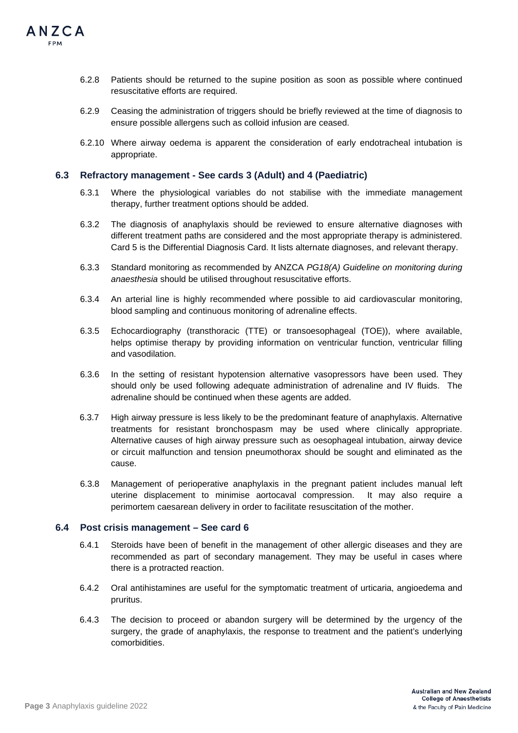6.2.8 Patients should be returned to the supine position as soon as possible where continued resuscitative efforts are required.

6.2.9 Ceasing the administration of triggers should be briefly reviewed at the time of diagnosis to ensure possible allergens such as colloid infusion are ceased.

6.2.10 Where airway oedema is apparent the consideration of early endotracheal intubation is appropriate.

### 6.3 Refractory management - See cards 3 (Adult) and 4 (Paediatric)

6.3.1 Where the physiological variables do not stabilise with the immediate management therapy, further treatment options should be added.

6.3.2 The diagnosis of anaphylaxis should be reviewed to ensure alternative diagnoses with different treatment paths are considered and the most appropriate therapy is administered. Card 5 is the Differential Diagnosis Card. It lists alternate diagnoses, and relevant therapy.

6.3.3 Standard monitoring as recommended by ANZCA *PG18(A) Guideline on monitoring during anaesthesia* should be utilised throughout resuscitative efforts.

6.3.4 An arterial line is highly recommended where possible to aid cardiovascular monitoring, blood sampling and continuous monitoring of adrenaline effects.

6.3.5 Echocardiography (transthoracic (TTE) or transoesophageal (TOE)), where available, helps optimise therapy by providing information on ventricular function, ventricular filling and vasodilation.

6.3.6 In the setting of resistant hypotension alternative vasopressors have been used. They should only be used following adequate administration of adrenaline and IV fluids. The adrenaline should be continued when these agents are added.

6.3.7 High airway pressure is less likely to be the predominant feature of anaphylaxis. Alternative treatments for resistant bronchospasm may be used where clinically appropriate. Alternative causes of high airway pressure such as oesophageal intubation, airway device or circuit malfunction and tension pneumothorax should be sought and eliminated as the cause.

6.3.8 Management of perioperative anaphylaxis in the pregnant patient includes manual left uterine displacement to minimise aortocaval compression. It may also require a perimortem caesarean delivery in order to facilitate resuscitation of the mother.

### 6.4 Post crisis management – See card 6

6.4.1 Steroids have been of benefit in the management of other allergic diseases and they are recommended as part of secondary management. They may be useful in cases where there is a protracted reaction.

6.4.2 Oral antihistamines are useful for the symptomatic treatment of urticaria, angioedema and pruritus.

6.4.3 The decision to proceed or abandon surgery will be determined by the urgency of the surgery, the grade of anaphylaxis, the response to treatment and the patient's underlying comorbidities.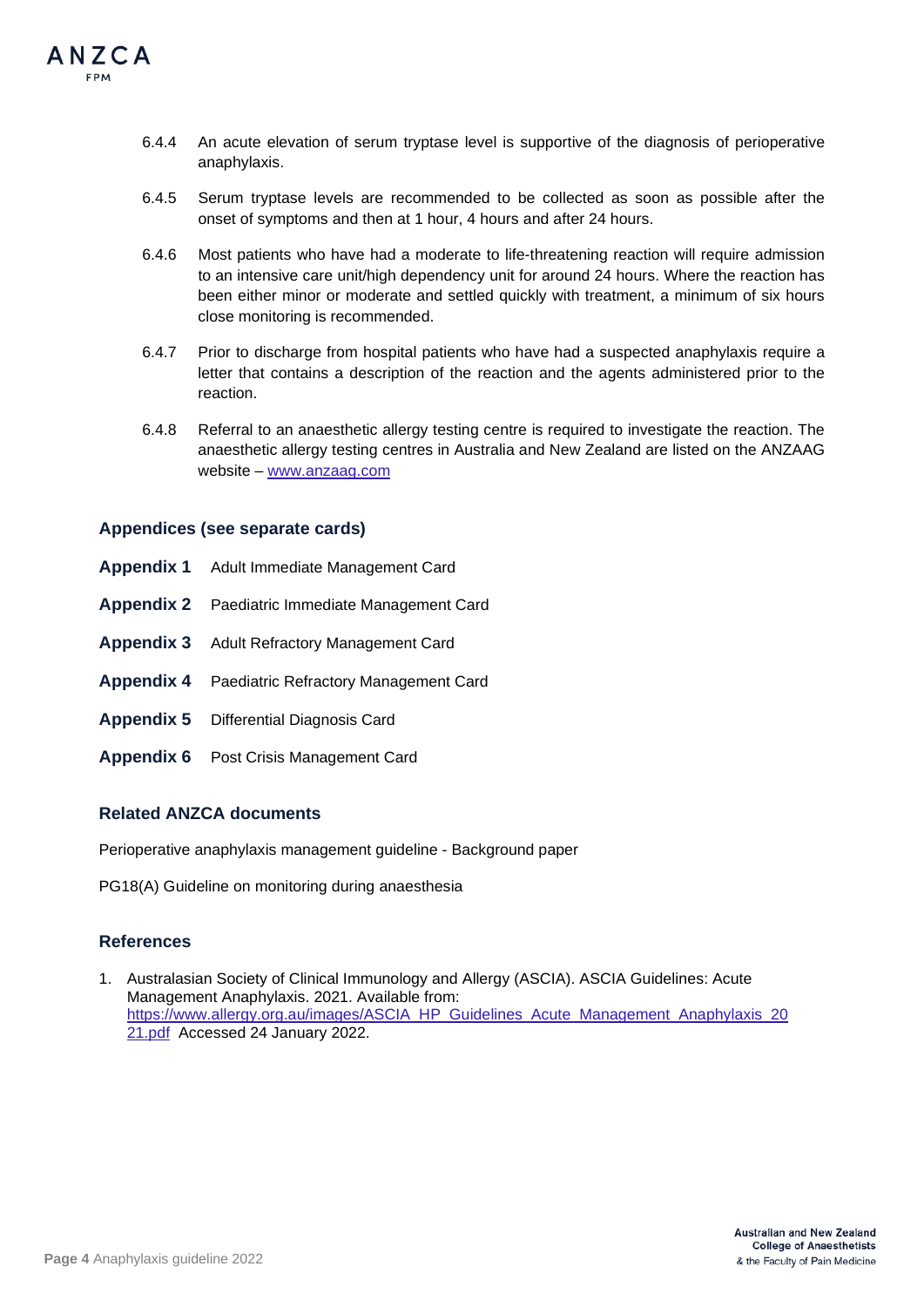6.4.4 An acute elevation of serum tryptase level is supportive of the diagnosis of perioperative anaphylaxis.

6.4.5 Serum tryptase levels are recommended to be collected as soon as possible after the onset of symptoms and then at 1 hour, 4 hours and after 24 hours.

6.4.6 Most patients who have had a moderate to life-threatening reaction will require admission to an intensive care unit/high dependency unit for around 24 hours. Where the reaction has been either minor or moderate and settled quickly with treatment, a minimum of six hours close monitoring is recommended.

6.4.7 Prior to discharge from hospital patients who have had a suspected anaphylaxis require a letter that contains a description of the reaction and the agents administered prior to the reaction.

6.4.8 Referral to an anaesthetic allergy testing centre is required to investigate the reaction. The anaesthetic allergy testing centres in Australia and New Zealand are listed on the ANZAAG website – [www.anzaag.com](http://www.anzaag.com)

### Appendices (see separate cards)

**Appendix 1** Adult Immediate Management Card

**Appendix 2** Paediatric Immediate Management Card

**Appendix 3** Adult Refractory Management Card

**Appendix 4** Paediatric Refractory Management Card

**Appendix 5** Differential Diagnosis Card

**Appendix 6** Post Crisis Management Card

### Related ANZCA documents

Perioperative anaphylaxis management guideline - Background paper

PG18(A) Guideline on monitoring during anaesthesia

### References

1. Australasian Society of Clinical Immunology and Allergy (ASCIA). ASCIA Guidelines: Acute Management Anaphylaxis. 2021. Available from: [https://www.allergy.org.au/images/ASCIA_HP_Guidelines_Acute_Management_Anaphylaxis_2021.pdf](https://www.allergy.org.au/images/ASCIA_HP_Guidelines_Acute_Management_Anaphylaxis_2021.pdf) Accessed 24 January 2022.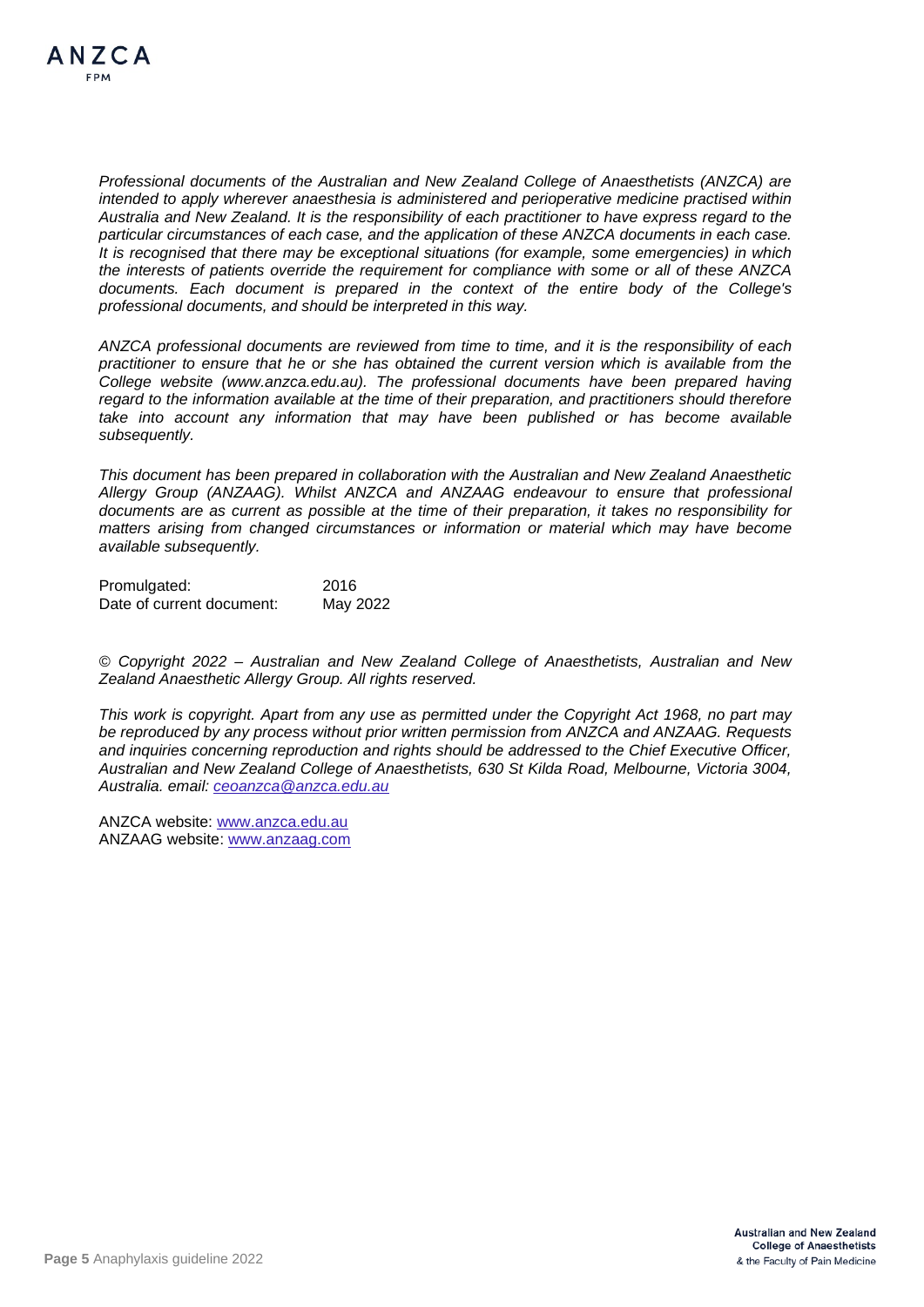*Professional documents of the Australian and New Zealand College of Anaesthetists (ANZCA) are intended to apply wherever anaesthesia is administered and perioperative medicine practised within Australia and New Zealand. It is the responsibility of each practitioner to have express regard to the particular circumstances of each case, and the application of these ANZCA documents in each case. It is recognised that there may be exceptional situations (for example, some emergencies) in which the interests of patients override the requirement for compliance with some or all of these ANZCA documents. Each document is prepared in the context of the entire body of the College's professional documents, and should be interpreted in this way.*

*ANZCA professional documents are reviewed from time to time, and it is the responsibility of each practitioner to ensure that he or she has obtained the current version which is available from the College website (www.anzca.edu.au). The professional documents have been prepared having regard to the information available at the time of their preparation, and practitioners should therefore take into account any information that may have been published or has become available subsequently.*

*This document has been prepared in collaboration with the Australian and New Zealand Anaesthetic Allergy Group (ANZAAG). Whilst ANZCA and ANZAAG endeavour to ensure that professional documents are as current as possible at the time of their preparation, it takes no responsibility for matters arising from changed circumstances or information or material which may have become available subsequently.*

| | |
|---|---|
| Promulgated: | 2016 |
| Date of current document: | May 2022 |

*© Copyright 2022 – Australian and New Zealand College of Anaesthetists, Australian and New Zealand Anaesthetic Allergy Group. All rights reserved.*

*This work is copyright. Apart from any use as permitted under the Copyright Act 1968, no part may be reproduced by any process without prior written permission from ANZCA and ANZAAG. Requests and inquiries concerning reproduction and rights should be addressed to the Chief Executive Officer, Australian and New Zealand College of Anaesthetists, 630 St Kilda Road, Melbourne, Victoria 3004, Australia. email: ceoanzca@anzca.edu.au*

ANZCA website: www.anzca.edu.au
ANZAAG website: www.anzaag.com